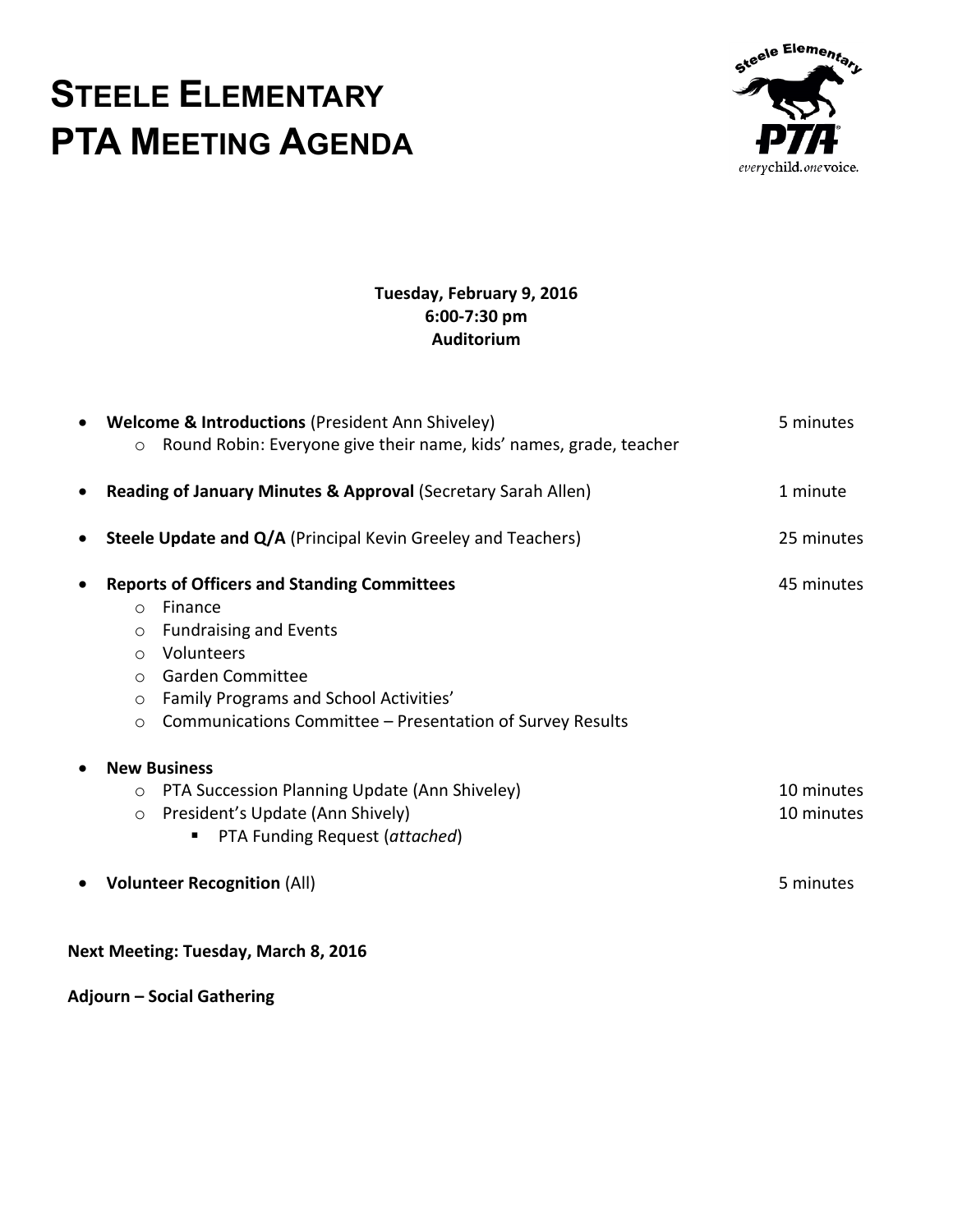# STEELE ELEMENTARY PTA MEETING AGENDA

**Tuesday, February 9, 2016**
**6:00-7:30 pm**
**Auditorium**

- **Welcome & Introductions** (President Ann Shiveley) — 5 minutes
  - Round Robin: Everyone give their name, kids' names, grade, teacher
- **Reading of January Minutes & Approval** (Secretary Sarah Allen) — 1 minute
- **Steele Update and Q/A** (Principal Kevin Greeley and Teachers) — 25 minutes
- **Reports of Officers and Standing Committees** — 45 minutes
  - Finance
  - Fundraising and Events
  - Volunteers
  - Garden Committee
  - Family Programs and School Activities'
  - Communications Committee – Presentation of Survey Results
- **New Business**
  - PTA Succession Planning Update (Ann Shiveley) — 10 minutes
  - President's Update (Ann Shively) — 10 minutes
    - PTA Funding Request (*attached*)
- **Volunteer Recognition** (All) — 5 minutes

**Next Meeting: Tuesday, March 8, 2016**

**Adjourn – Social Gathering**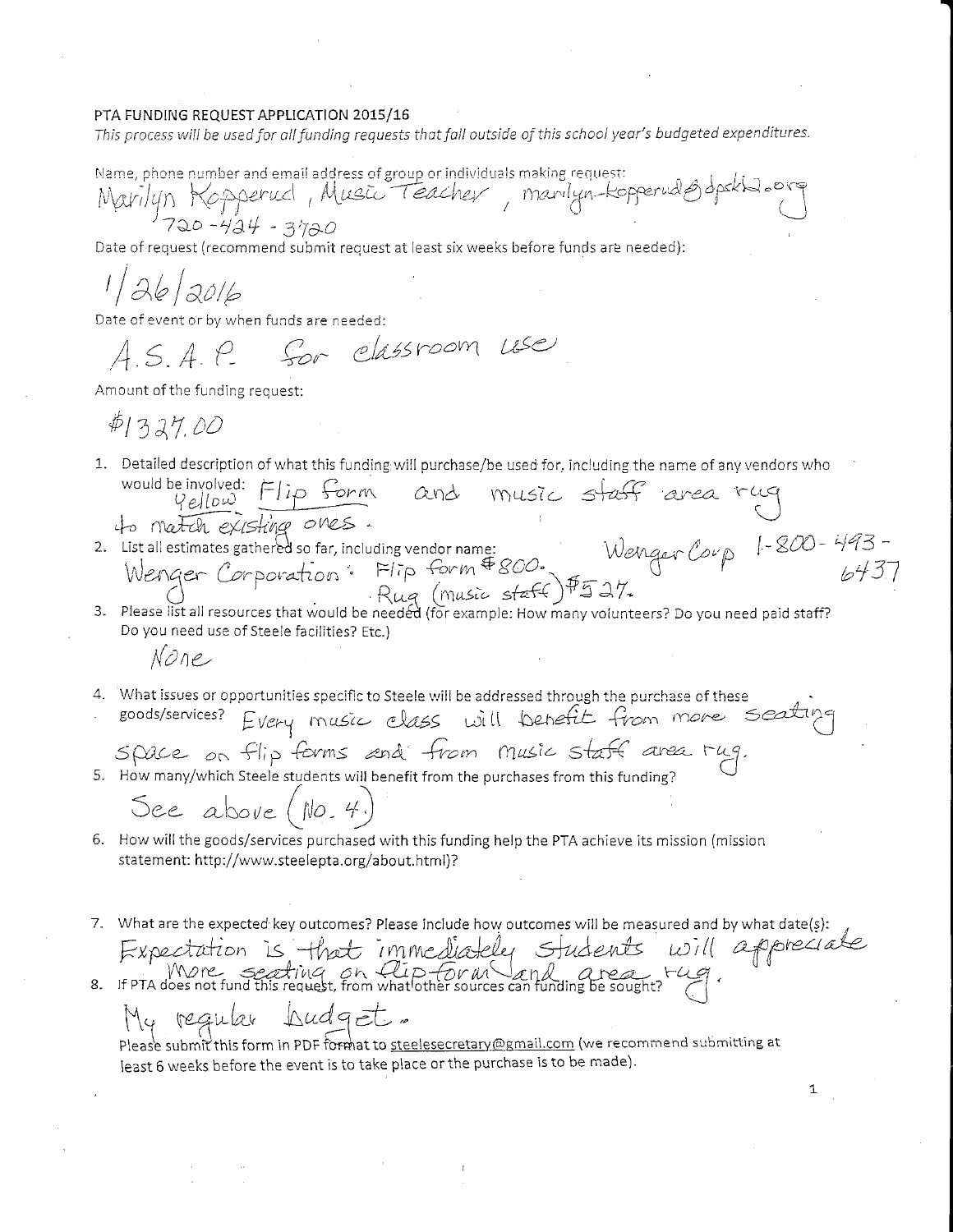PTA FUNDING REQUEST APPLICATION 2015/16

*This process will be used for all funding requests that fall outside of this school year's budgeted expenditures.*

Name, phone number and email address of group or individuals making request:

Marilyn Kopperud, Music Teacher, marilyn-kopperud@dpsk12.org
720-424-3720

Date of request (recommend submit request at least six weeks before funds are needed):

1/26/2016

Date of event or by when funds are needed:

A.S.A.P. for classroom use

Amount of the funding request:

$1327.00

1. Detailed description of what this funding will purchase/be used for, including the name of any vendors who would be involved: Yellow Flip form and music staff area rug to match existing ones.
2. List all estimates gathered so far, including vendor name: Wenger Corp 1-800-493-6437
   Wenger Corporation: Flip form $800.
   Rug (music staff) $527.
3. Please list all resources that would be needed (for example: How many volunteers? Do you need paid staff? Do you need use of Steele facilities? Etc.)
   None
4. What issues or opportunities specific to Steele will be addressed through the purchase of these goods/services? Every music class will benefit from more seating space on flip forms and from music staff area rug.
5. How many/which Steele students will benefit from the purchases from this funding?
   See above (No. 4.)
6. How will the goods/services purchased with this funding help the PTA achieve its mission (mission statement: http://www.steelepta.org/about.html)?
7. What are the expected key outcomes? Please include how outcomes will be measured and by what date(s):
   Expectation is that immediately students will appreciate more seating on flip form and area rug.
8. If PTA does not fund this request, from what other sources can funding be sought?
   My regular budget.

Please submit this form in PDF format to steelesecretary@gmail.com (we recommend submitting at least 6 weeks before the event is to take place or the purchase is to be made).